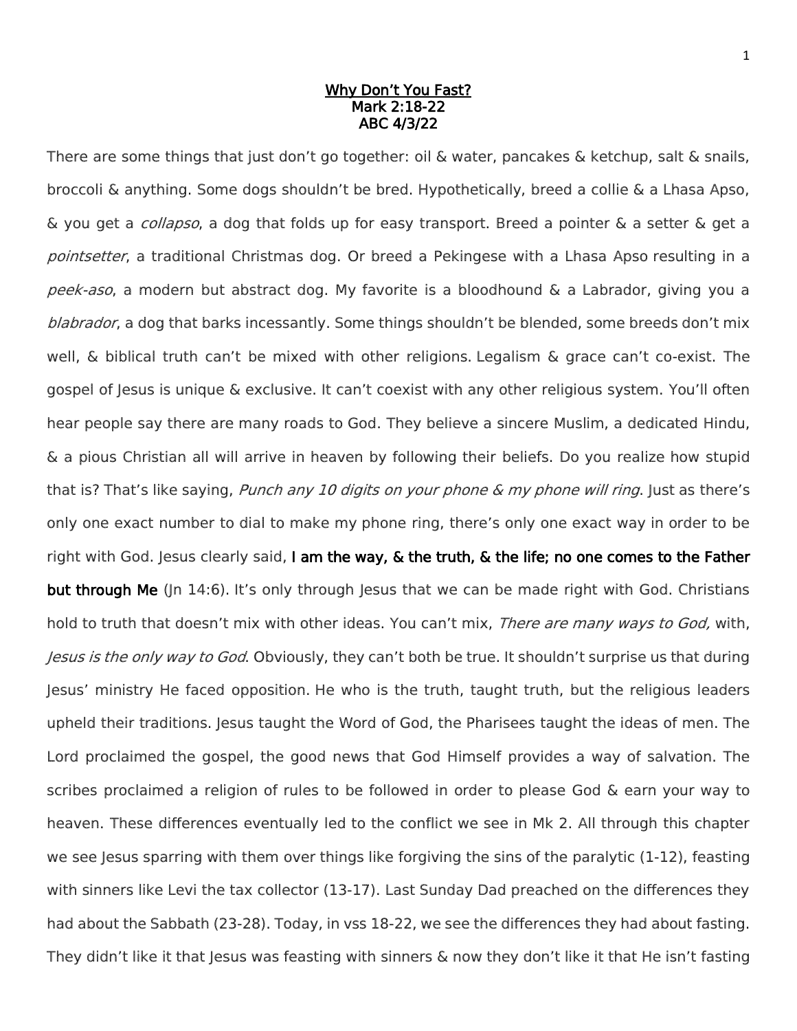# Why Don't You Fast?
## Mark 2:18-22
## ABC 4/3/22

There are some things that just don't go together: oil & water, pancakes & ketchup, salt & snails, broccoli & anything. Some dogs shouldn't be bred. Hypothetically, breed a collie & a Lhasa Apso, & you get a *collapso*, a dog that folds up for easy transport. Breed a pointer & a setter & get a *pointsetter*, a traditional Christmas dog. Or breed a Pekingese with a Lhasa Apso resulting in a *peek-aso*, a modern but abstract dog. My favorite is a bloodhound & a Labrador, giving you a *blabrador*, a dog that barks incessantly. Some things shouldn't be blended, some breeds don't mix well, & biblical truth can't be mixed with other religions. Legalism & grace can't co-exist. The gospel of Jesus is unique & exclusive. It can't coexist with any other religious system. You'll often hear people say there are many roads to God. They believe a sincere Muslim, a dedicated Hindu, & a pious Christian all will arrive in heaven by following their beliefs. Do you realize how stupid that is? That's like saying, *Punch any 10 digits on your phone & my phone will ring*. Just as there's only one exact number to dial to make my phone ring, there's only one exact way in order to be right with God. Jesus clearly said, **I am the way, & the truth, & the life; no one comes to the Father but through Me** (Jn 14:6). It's only through Jesus that we can be made right with God. Christians hold to truth that doesn't mix with other ideas. You can't mix, *There are many ways to God,* with, *Jesus is the only way to God*. Obviously, they can't both be true. It shouldn't surprise us that during Jesus' ministry He faced opposition. He who is the truth, taught truth, but the religious leaders upheld their traditions. Jesus taught the Word of God, the Pharisees taught the ideas of men. The Lord proclaimed the gospel, the good news that God Himself provides a way of salvation. The scribes proclaimed a religion of rules to be followed in order to please God & earn your way to heaven. These differences eventually led to the conflict we see in Mk 2. All through this chapter we see Jesus sparring with them over things like forgiving the sins of the paralytic (1-12), feasting with sinners like Levi the tax collector (13-17). Last Sunday Dad preached on the differences they had about the Sabbath (23-28). Today, in vss 18-22, we see the differences they had about fasting. They didn't like it that Jesus was feasting with sinners & now they don't like it that He isn't fasting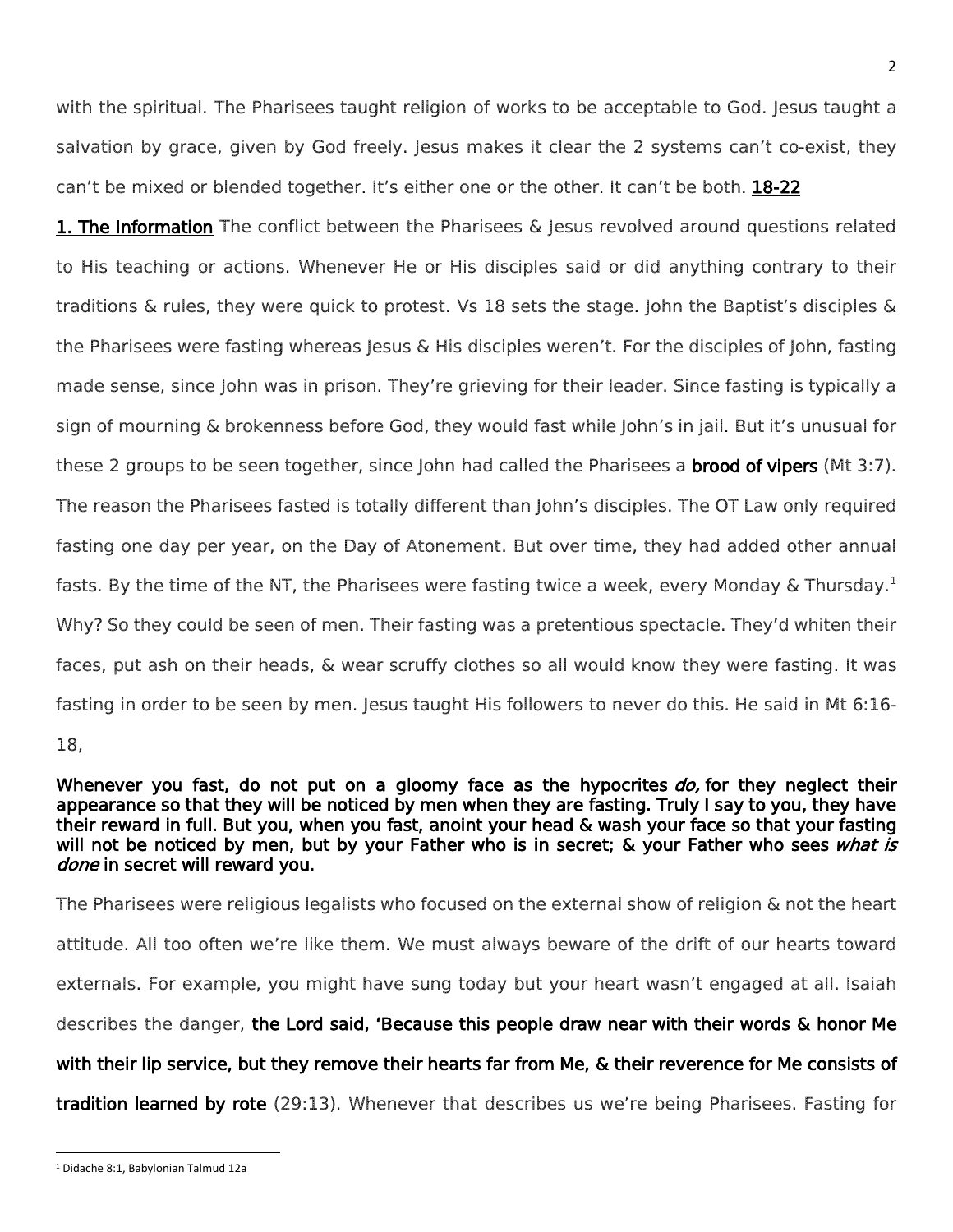with the spiritual. The Pharisees taught religion of works to be acceptable to God. Jesus taught a salvation by grace, given by God freely. Jesus makes it clear the 2 systems can't co-exist, they can't be mixed or blended together. It's either one or the other. It can't be both. **18-22**

**1. The Information** The conflict between the Pharisees & Jesus revolved around questions related to His teaching or actions. Whenever He or His disciples said or did anything contrary to their traditions & rules, they were quick to protest. Vs 18 sets the stage. John the Baptist's disciples & the Pharisees were fasting whereas Jesus & His disciples weren't. For the disciples of John, fasting made sense, since John was in prison. They're grieving for their leader. Since fasting is typically a sign of mourning & brokenness before God, they would fast while John's in jail. But it's unusual for these 2 groups to be seen together, since John had called the Pharisees a **brood of vipers** (Mt 3:7). The reason the Pharisees fasted is totally different than John's disciples. The OT Law only required fasting one day per year, on the Day of Atonement. But over time, they had added other annual fasts. By the time of the NT, the Pharisees were fasting twice a week, every Monday & Thursday.[1] Why? So they could be seen of men. Their fasting was a pretentious spectacle. They'd whiten their faces, put ash on their heads, & wear scruffy clothes so all would know they were fasting. It was fasting in order to be seen by men. Jesus taught His followers to never do this. He said in Mt 6:16-18,

**Whenever you fast, do not put on a gloomy face as the hypocrites *do,* for they neglect their appearance so that they will be noticed by men when they are fasting. Truly I say to you, they have their reward in full. But you, when you fast, anoint your head & wash your face so that your fasting will not be noticed by men, but by your Father who is in secret; & your Father who sees *what is done* in secret will reward you.**

The Pharisees were religious legalists who focused on the external show of religion & not the heart attitude. All too often we're like them. We must always beware of the drift of our hearts toward externals. For example, you might have sung today but your heart wasn't engaged at all. Isaiah describes the danger, **the Lord said, 'Because this people draw near with their words & honor Me with their lip service, but they remove their hearts far from Me, & their reverence for Me consists of tradition learned by rote** (29:13). Whenever that describes us we're being Pharisees. Fasting for

[1] Didache 8:1, Babylonian Talmud 12a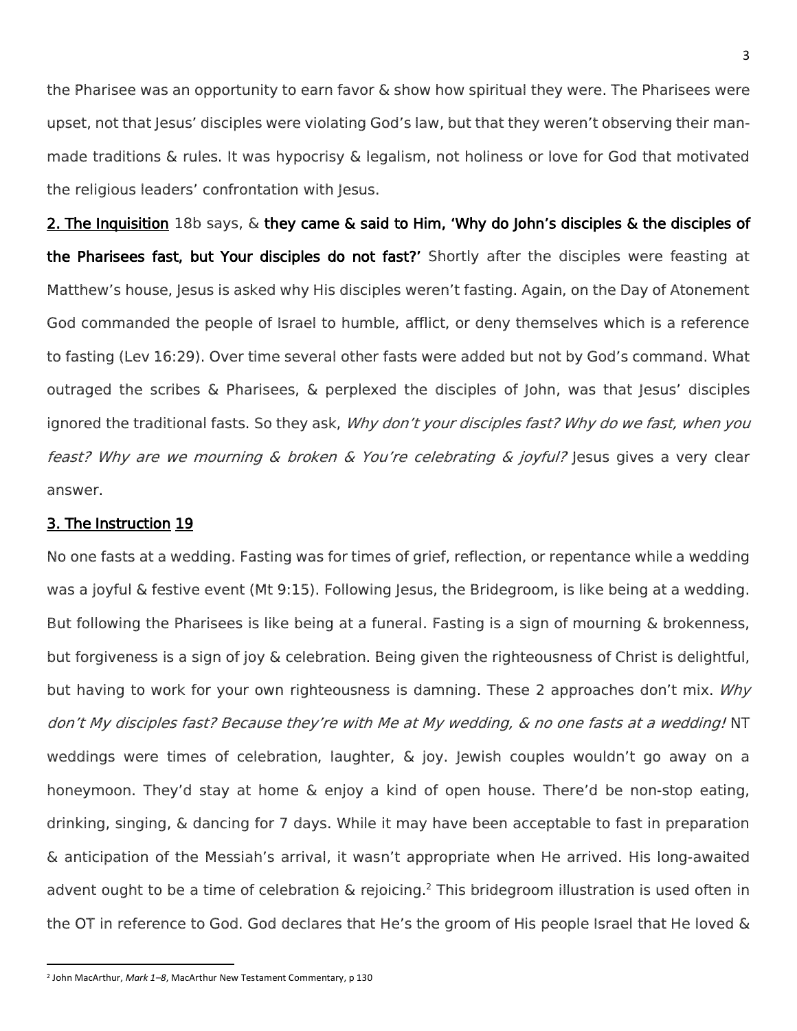the Pharisee was an opportunity to earn favor & show how spiritual they were. The Pharisees were upset, not that Jesus' disciples were violating God's law, but that they weren't observing their man-made traditions & rules. It was hypocrisy & legalism, not holiness or love for God that motivated the religious leaders' confrontation with Jesus.

**2. The Inquisition** 18b says, & **they came & said to Him, 'Why do John's disciples & the disciples of the Pharisees fast, but Your disciples do not fast?'** Shortly after the disciples were feasting at Matthew's house, Jesus is asked why His disciples weren't fasting. Again, on the Day of Atonement God commanded the people of Israel to humble, afflict, or deny themselves which is a reference to fasting (Lev 16:29). Over time several other fasts were added but not by God's command. What outraged the scribes & Pharisees, & perplexed the disciples of John, was that Jesus' disciples ignored the traditional fasts. So they ask, *Why don't your disciples fast? Why do we fast, when you feast? Why are we mourning & broken & You're celebrating & joyful?* Jesus gives a very clear answer.

**3. The Instruction 19**

No one fasts at a wedding. Fasting was for times of grief, reflection, or repentance while a wedding was a joyful & festive event (Mt 9:15). Following Jesus, the Bridegroom, is like being at a wedding. But following the Pharisees is like being at a funeral. Fasting is a sign of mourning & brokenness, but forgiveness is a sign of joy & celebration. Being given the righteousness of Christ is delightful, but having to work for your own righteousness is damning. These 2 approaches don't mix. *Why don't My disciples fast? Because they're with Me at My wedding, & no one fasts at a wedding!* NT weddings were times of celebration, laughter, & joy. Jewish couples wouldn't go away on a honeymoon. They'd stay at home & enjoy a kind of open house. There'd be non-stop eating, drinking, singing, & dancing for 7 days. While it may have been acceptable to fast in preparation & anticipation of the Messiah's arrival, it wasn't appropriate when He arrived. His long-awaited advent ought to be a time of celebration & rejoicing.[2] This bridegroom illustration is used often in the OT in reference to God. God declares that He's the groom of His people Israel that He loved &

[2] John MacArthur, *Mark 1–8*, MacArthur New Testament Commentary, p 130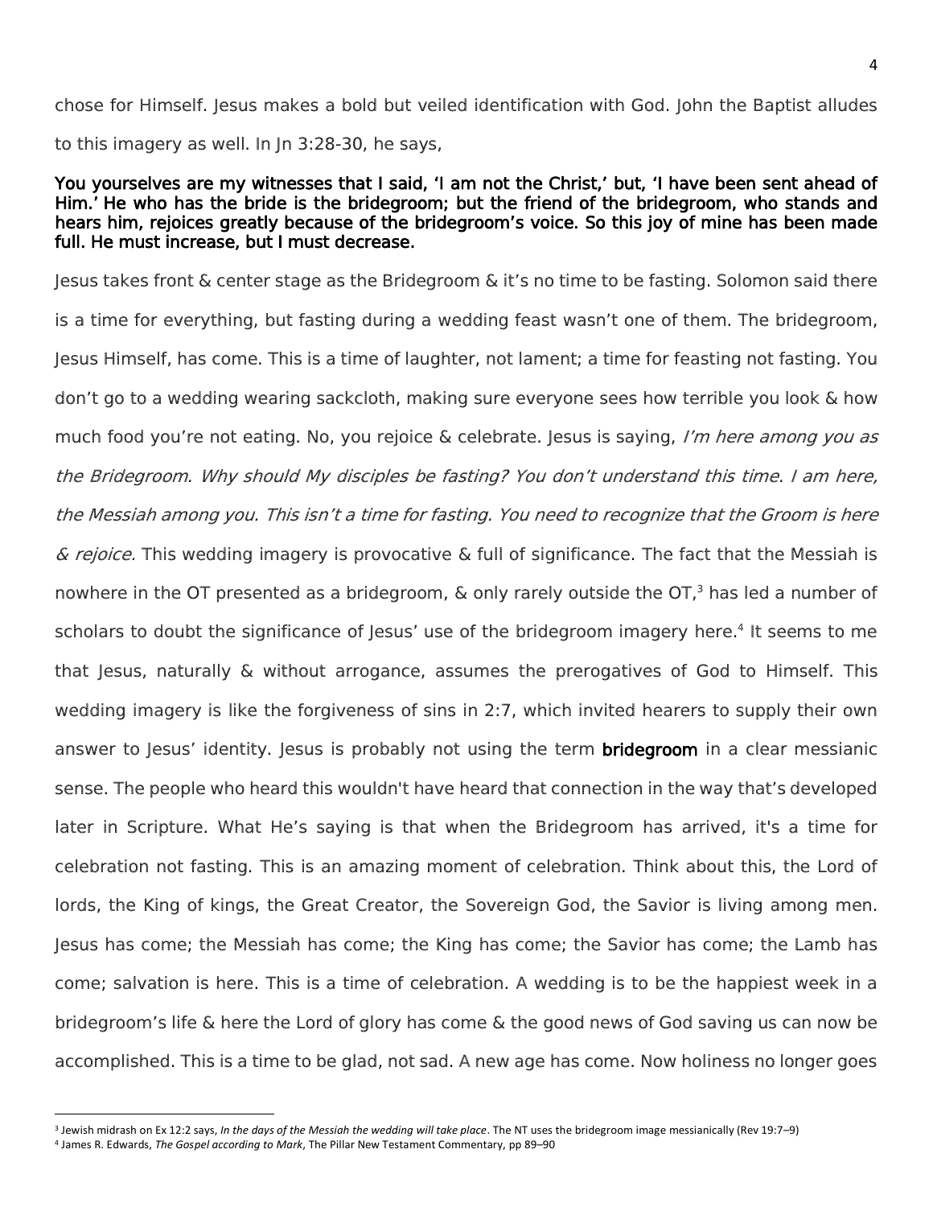chose for Himself. Jesus makes a bold but veiled identification with God. John the Baptist alludes to this imagery as well. In Jn 3:28-30, he says,

**You yourselves are my witnesses that I said, 'I am not the Christ,' but, 'I have been sent ahead of Him.' He who has the bride is the bridegroom; but the friend of the bridegroom, who stands and hears him, rejoices greatly because of the bridegroom's voice. So this joy of mine has been made full. He must increase, but I must decrease.**

Jesus takes front & center stage as the Bridegroom & it's no time to be fasting. Solomon said there is a time for everything, but fasting during a wedding feast wasn't one of them. The bridegroom, Jesus Himself, has come. This is a time of laughter, not lament; a time for feasting not fasting. You don't go to a wedding wearing sackcloth, making sure everyone sees how terrible you look & how much food you're not eating. No, you rejoice & celebrate. Jesus is saying, *I'm here among you as the Bridegroom. Why should My disciples be fasting? You don't understand this time. I am here, the Messiah among you. This isn't a time for fasting. You need to recognize that the Groom is here & rejoice.* This wedding imagery is provocative & full of significance. The fact that the Messiah is nowhere in the OT presented as a bridegroom, & only rarely outside the OT,[3] has led a number of scholars to doubt the significance of Jesus' use of the bridegroom imagery here.[4] It seems to me that Jesus, naturally & without arrogance, assumes the prerogatives of God to Himself. This wedding imagery is like the forgiveness of sins in 2:7, which invited hearers to supply their own answer to Jesus' identity. Jesus is probably not using the term **bridegroom** in a clear messianic sense. The people who heard this wouldn't have heard that connection in the way that's developed later in Scripture. What He's saying is that when the Bridegroom has arrived, it's a time for celebration not fasting. This is an amazing moment of celebration. Think about this, the Lord of lords, the King of kings, the Great Creator, the Sovereign God, the Savior is living among men. Jesus has come; the Messiah has come; the King has come; the Savior has come; the Lamb has come; salvation is here. This is a time of celebration. A wedding is to be the happiest week in a bridegroom's life & here the Lord of glory has come & the good news of God saving us can now be accomplished. This is a time to be glad, not sad. A new age has come. Now holiness no longer goes

---

[3] Jewish midrash on Ex 12:2 says, *In the days of the Messiah the wedding will take place*. The NT uses the bridegroom image messianically (Rev 19:7–9)

[4] James R. Edwards, *The Gospel according to Mark*, The Pillar New Testament Commentary, pp 89–90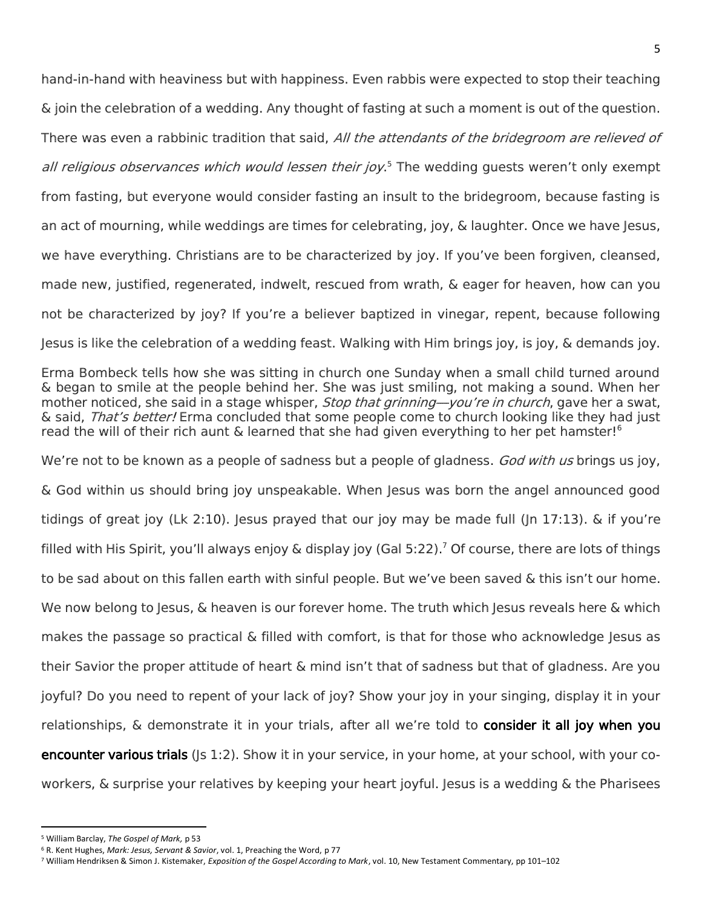hand-in-hand with heaviness but with happiness. Even rabbis were expected to stop their teaching & join the celebration of a wedding. Any thought of fasting at such a moment is out of the question. There was even a rabbinic tradition that said, *All the attendants of the bridegroom are relieved of all religious observances which would lessen their joy*.[5] The wedding guests weren't only exempt from fasting, but everyone would consider fasting an insult to the bridegroom, because fasting is an act of mourning, while weddings are times for celebrating, joy, & laughter. Once we have Jesus, we have everything. Christians are to be characterized by joy. If you've been forgiven, cleansed, made new, justified, regenerated, indwelt, rescued from wrath, & eager for heaven, how can you not be characterized by joy? If you're a believer baptized in vinegar, repent, because following Jesus is like the celebration of a wedding feast. Walking with Him brings joy, is joy, & demands joy.

Erma Bombeck tells how she was sitting in church one Sunday when a small child turned around & began to smile at the people behind her. She was just smiling, not making a sound. When her mother noticed, she said in a stage whisper, *Stop that grinning—you're in church*, gave her a swat, & said, *That's better!* Erma concluded that some people come to church looking like they had just read the will of their rich aunt & learned that she had given everything to her pet hamster![6]

We're not to be known as a people of sadness but a people of gladness. *God with us* brings us joy, & God within us should bring joy unspeakable. When Jesus was born the angel announced good tidings of great joy (Lk 2:10). Jesus prayed that our joy may be made full (Jn 17:13). & if you're filled with His Spirit, you'll always enjoy & display joy (Gal 5:22).[7] Of course, there are lots of things to be sad about on this fallen earth with sinful people. But we've been saved & this isn't our home. We now belong to Jesus, & heaven is our forever home. The truth which Jesus reveals here & which makes the passage so practical & filled with comfort, is that for those who acknowledge Jesus as their Savior the proper attitude of heart & mind isn't that of sadness but that of gladness. Are you joyful? Do you need to repent of your lack of joy? Show your joy in your singing, display it in your relationships, & demonstrate it in your trials, after all we're told to **consider it all joy when you encounter various trials** (Js 1:2). Show it in your service, in your home, at your school, with your co-workers, & surprise your relatives by keeping your heart joyful. Jesus is a wedding & the Pharisees

---

[5] William Barclay, *The Gospel of Mark,* p 53

[6] R. Kent Hughes, *Mark: Jesus, Servant & Savior*, vol. 1, Preaching the Word, p 77

[7] William Hendriksen & Simon J. Kistemaker, *Exposition of the Gospel According to Mark*, vol. 10, New Testament Commentary, pp 101–102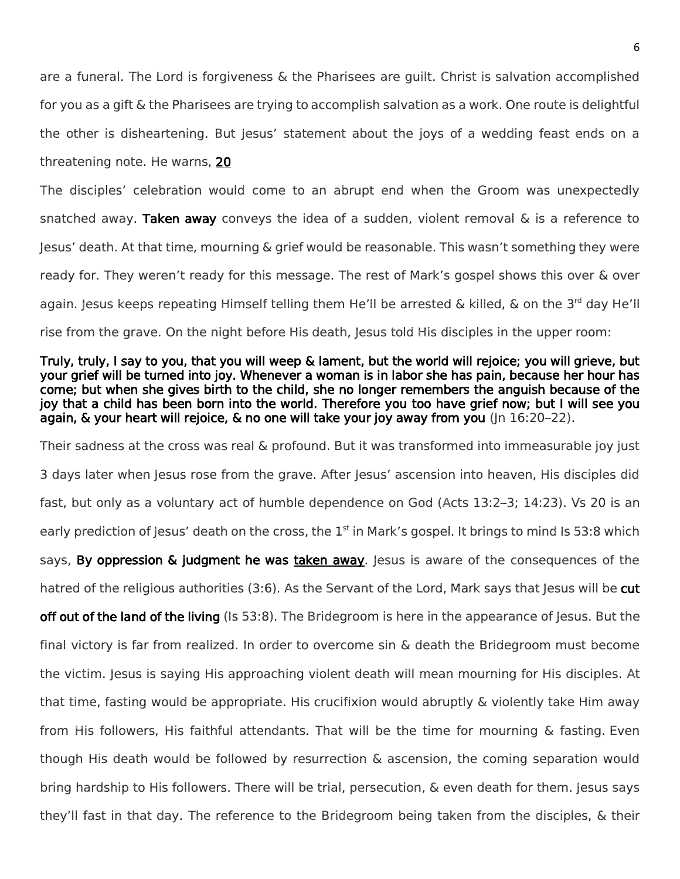are a funeral. The Lord is forgiveness & the Pharisees are guilt. Christ is salvation accomplished for you as a gift & the Pharisees are trying to accomplish salvation as a work. One route is delightful the other is disheartening. But Jesus' statement about the joys of a wedding feast ends on a threatening note. He warns, **20**

The disciples' celebration would come to an abrupt end when the Groom was unexpectedly snatched away. **Taken away** conveys the idea of a sudden, violent removal & is a reference to Jesus' death. At that time, mourning & grief would be reasonable. This wasn't something they were ready for. They weren't ready for this message. The rest of Mark's gospel shows this over & over again. Jesus keeps repeating Himself telling them He'll be arrested & killed, & on the 3rd day He'll rise from the grave. On the night before His death, Jesus told His disciples in the upper room:

**Truly, truly, I say to you, that you will weep & lament, but the world will rejoice; you will grieve, but your grief will be turned into joy. Whenever a woman is in labor she has pain, because her hour has come; but when she gives birth to the child, she no longer remembers the anguish because of the joy that a child has been born into the world. Therefore you too have grief now; but I will see you again, & your heart will rejoice, & no one will take your joy away from you** (Jn 16:20–22).

Their sadness at the cross was real & profound. But it was transformed into immeasurable joy just 3 days later when Jesus rose from the grave. After Jesus' ascension into heaven, His disciples did fast, but only as a voluntary act of humble dependence on God (Acts 13:2–3; 14:23). Vs 20 is an early prediction of Jesus' death on the cross, the 1st in Mark's gospel. It brings to mind Is 53:8 which says, **By oppression & judgment he was taken away**. Jesus is aware of the consequences of the hatred of the religious authorities (3:6). As the Servant of the Lord, Mark says that Jesus will be **cut off out of the land of the living** (Is 53:8). The Bridegroom is here in the appearance of Jesus. But the final victory is far from realized. In order to overcome sin & death the Bridegroom must become the victim. Jesus is saying His approaching violent death will mean mourning for His disciples. At that time, fasting would be appropriate. His crucifixion would abruptly & violently take Him away from His followers, His faithful attendants. That will be the time for mourning & fasting. Even though His death would be followed by resurrection & ascension, the coming separation would bring hardship to His followers. There will be trial, persecution, & even death for them. Jesus says they'll fast in that day. The reference to the Bridegroom being taken from the disciples, & their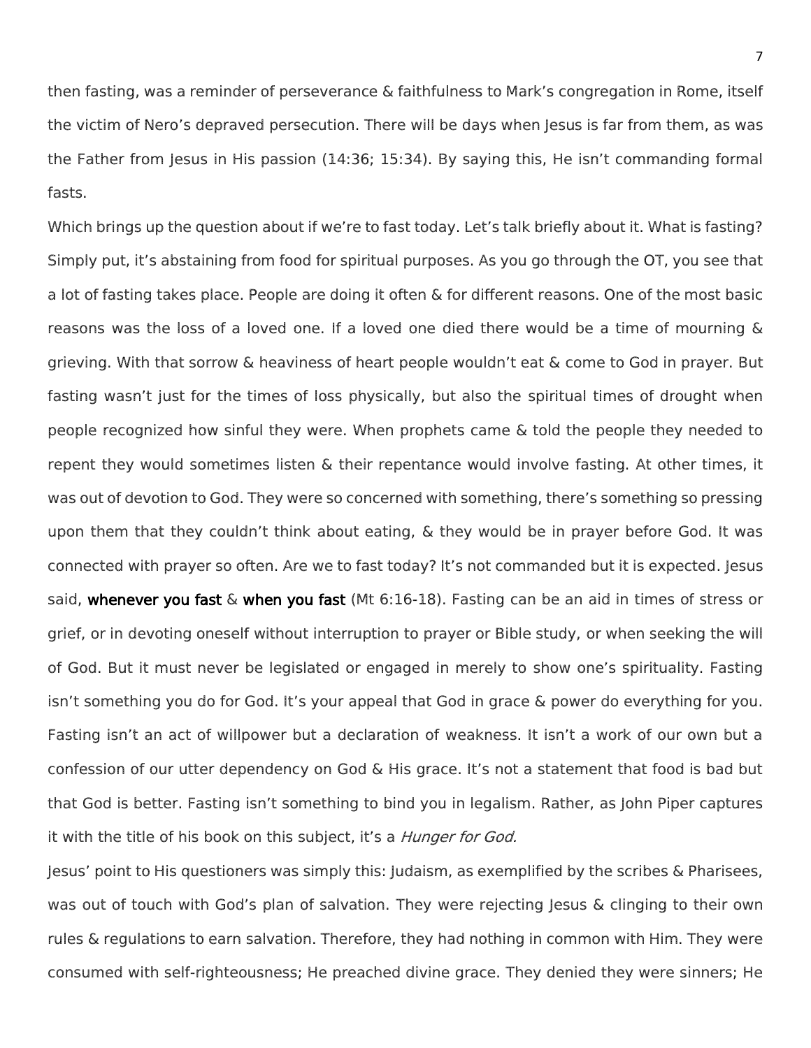then fasting, was a reminder of perseverance & faithfulness to Mark's congregation in Rome, itself the victim of Nero's depraved persecution. There will be days when Jesus is far from them, as was the Father from Jesus in His passion (14:36; 15:34). By saying this, He isn't commanding formal fasts.

Which brings up the question about if we're to fast today. Let's talk briefly about it. What is fasting? Simply put, it's abstaining from food for spiritual purposes. As you go through the OT, you see that a lot of fasting takes place. People are doing it often & for different reasons. One of the most basic reasons was the loss of a loved one. If a loved one died there would be a time of mourning & grieving. With that sorrow & heaviness of heart people wouldn't eat & come to God in prayer. But fasting wasn't just for the times of loss physically, but also the spiritual times of drought when people recognized how sinful they were. When prophets came & told the people they needed to repent they would sometimes listen & their repentance would involve fasting. At other times, it was out of devotion to God. They were so concerned with something, there's something so pressing upon them that they couldn't think about eating, & they would be in prayer before God. It was connected with prayer so often. Are we to fast today? It's not commanded but it is expected. Jesus said, **whenever you fast** & **when you fast** (Mt 6:16-18). Fasting can be an aid in times of stress or grief, or in devoting oneself without interruption to prayer or Bible study, or when seeking the will of God. But it must never be legislated or engaged in merely to show one's spirituality. Fasting isn't something you do for God. It's your appeal that God in grace & power do everything for you. Fasting isn't an act of willpower but a declaration of weakness. It isn't a work of our own but a confession of our utter dependency on God & His grace. It's not a statement that food is bad but that God is better. Fasting isn't something to bind you in legalism. Rather, as John Piper captures it with the title of his book on this subject, it's a *Hunger for God.*

Jesus' point to His questioners was simply this: Judaism, as exemplified by the scribes & Pharisees, was out of touch with God's plan of salvation. They were rejecting Jesus & clinging to their own rules & regulations to earn salvation. Therefore, they had nothing in common with Him. They were consumed with self-righteousness; He preached divine grace. They denied they were sinners; He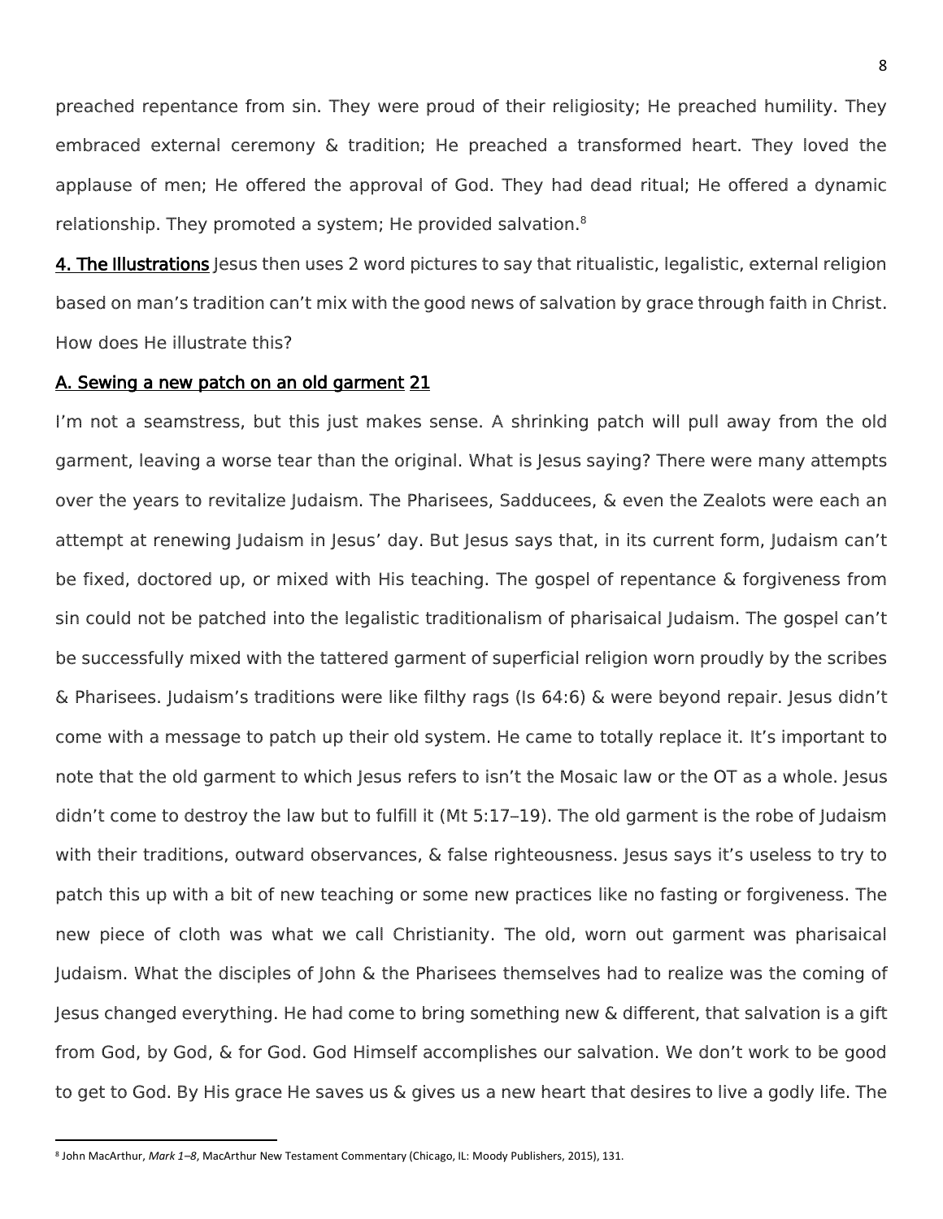preached repentance from sin. They were proud of their religiosity; He preached humility. They embraced external ceremony & tradition; He preached a transformed heart. They loved the applause of men; He offered the approval of God. They had dead ritual; He offered a dynamic relationship. They promoted a system; He provided salvation.[8]

**4. The Illustrations** Jesus then uses 2 word pictures to say that ritualistic, legalistic, external religion based on man's tradition can't mix with the good news of salvation by grace through faith in Christ. How does He illustrate this?

**A. Sewing a new patch on an old garment 21**

I'm not a seamstress, but this just makes sense. A shrinking patch will pull away from the old garment, leaving a worse tear than the original. What is Jesus saying? There were many attempts over the years to revitalize Judaism. The Pharisees, Sadducees, & even the Zealots were each an attempt at renewing Judaism in Jesus' day. But Jesus says that, in its current form, Judaism can't be fixed, doctored up, or mixed with His teaching. The gospel of repentance & forgiveness from sin could not be patched into the legalistic traditionalism of pharisaical Judaism. The gospel can't be successfully mixed with the tattered garment of superficial religion worn proudly by the scribes & Pharisees. Judaism's traditions were like filthy rags (Is 64:6) & were beyond repair. Jesus didn't come with a message to patch up their old system. He came to totally replace it. It's important to note that the old garment to which Jesus refers to isn't the Mosaic law or the OT as a whole. Jesus didn't come to destroy the law but to fulfill it (Mt 5:17–19). The old garment is the robe of Judaism with their traditions, outward observances, & false righteousness. Jesus says it's useless to try to patch this up with a bit of new teaching or some new practices like no fasting or forgiveness. The new piece of cloth was what we call Christianity. The old, worn out garment was pharisaical Judaism. What the disciples of John & the Pharisees themselves had to realize was the coming of Jesus changed everything. He had come to bring something new & different, that salvation is a gift from God, by God, & for God. God Himself accomplishes our salvation. We don't work to be good to get to God. By His grace He saves us & gives us a new heart that desires to live a godly life. The

[8] John MacArthur, *Mark 1–8*, MacArthur New Testament Commentary (Chicago, IL: Moody Publishers, 2015), 131.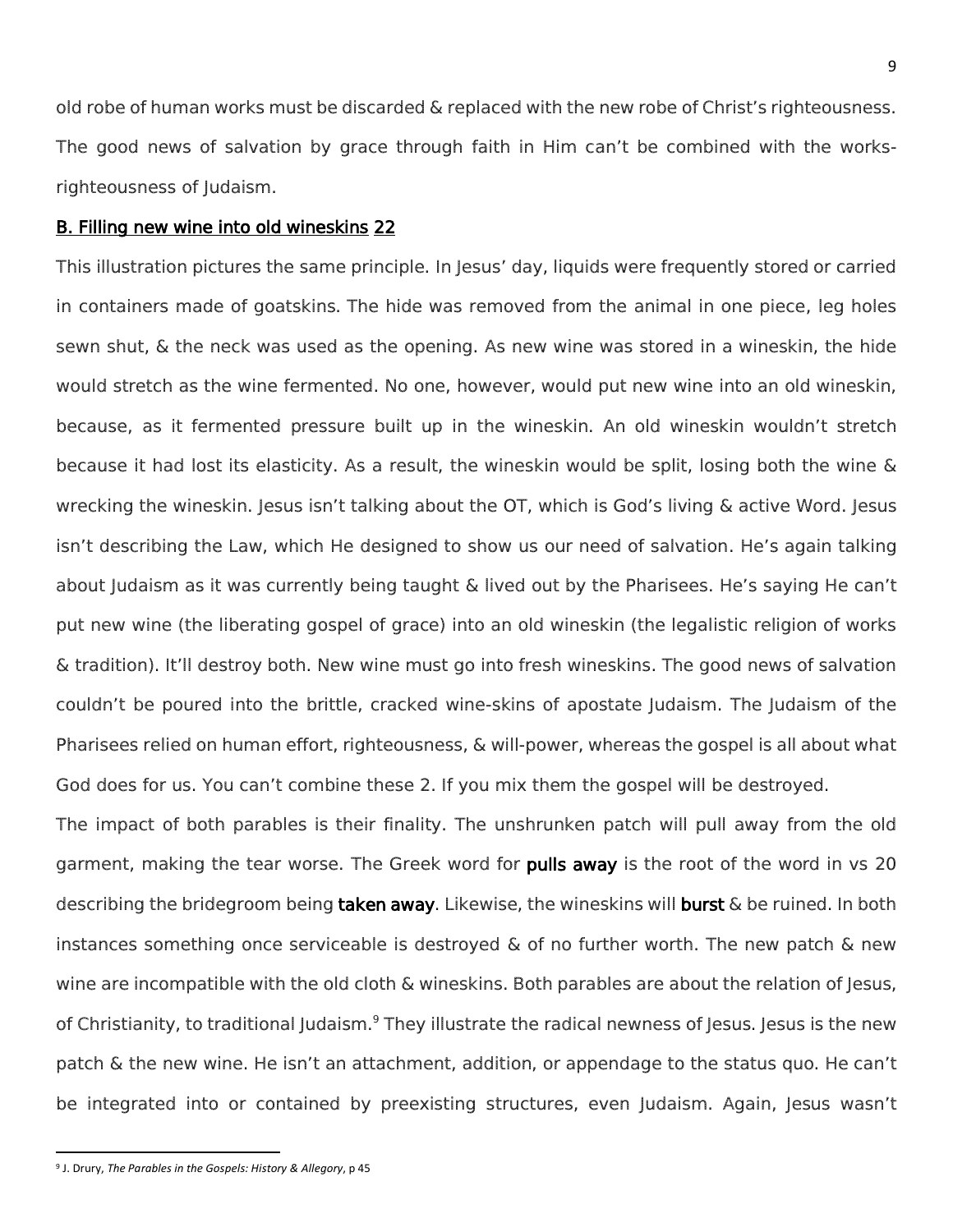old robe of human works must be discarded & replaced with the new robe of Christ's righteousness. The good news of salvation by grace through faith in Him can't be combined with the works-righteousness of Judaism.

**B. Filling new wine into old wineskins 22**

This illustration pictures the same principle. In Jesus' day, liquids were frequently stored or carried in containers made of goatskins. The hide was removed from the animal in one piece, leg holes sewn shut, & the neck was used as the opening. As new wine was stored in a wineskin, the hide would stretch as the wine fermented. No one, however, would put new wine into an old wineskin, because, as it fermented pressure built up in the wineskin. An old wineskin wouldn't stretch because it had lost its elasticity. As a result, the wineskin would be split, losing both the wine & wrecking the wineskin. Jesus isn't talking about the OT, which is God's living & active Word. Jesus isn't describing the Law, which He designed to show us our need of salvation. He's again talking about Judaism as it was currently being taught & lived out by the Pharisees. He's saying He can't put new wine (the liberating gospel of grace) into an old wineskin (the legalistic religion of works & tradition). It'll destroy both. New wine must go into fresh wineskins. The good news of salvation couldn't be poured into the brittle, cracked wine-skins of apostate Judaism. The Judaism of the Pharisees relied on human effort, righteousness, & will-power, whereas the gospel is all about what God does for us. You can't combine these 2. If you mix them the gospel will be destroyed.

The impact of both parables is their finality. The unshrunken patch will pull away from the old garment, making the tear worse. The Greek word for **pulls away** is the root of the word in vs 20 describing the bridegroom being **taken away**. Likewise, the wineskins will **burst** & be ruined. In both instances something once serviceable is destroyed & of no further worth. The new patch & new wine are incompatible with the old cloth & wineskins. Both parables are about the relation of Jesus, of Christianity, to traditional Judaism.[9] They illustrate the radical newness of Jesus. Jesus is the new patch & the new wine. He isn't an attachment, addition, or appendage to the status quo. He can't be integrated into or contained by preexisting structures, even Judaism. Again, Jesus wasn't

[9] J. Drury, *The Parables in the Gospels: History & Allegory*, p 45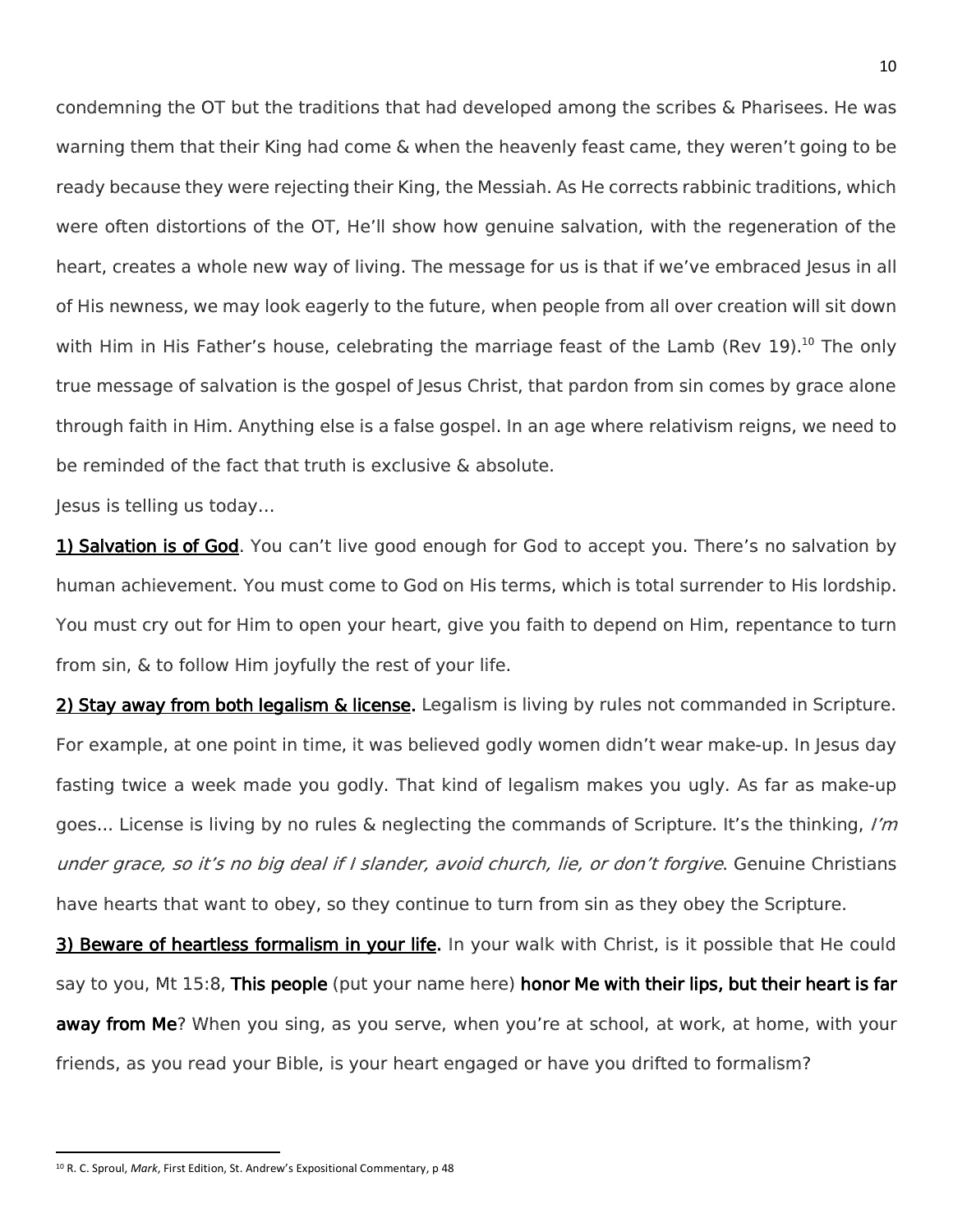condemning the OT but the traditions that had developed among the scribes & Pharisees. He was warning them that their King had come & when the heavenly feast came, they weren't going to be ready because they were rejecting their King, the Messiah. As He corrects rabbinic traditions, which were often distortions of the OT, He'll show how genuine salvation, with the regeneration of the heart, creates a whole new way of living. The message for us is that if we've embraced Jesus in all of His newness, we may look eagerly to the future, when people from all over creation will sit down with Him in His Father's house, celebrating the marriage feast of the Lamb (Rev 19).[10] The only true message of salvation is the gospel of Jesus Christ, that pardon from sin comes by grace alone through faith in Him. Anything else is a false gospel. In an age where relativism reigns, we need to be reminded of the fact that truth is exclusive & absolute.

Jesus is telling us today…

**1) Salvation is of God**. You can't live good enough for God to accept you. There's no salvation by human achievement. You must come to God on His terms, which is total surrender to His lordship. You must cry out for Him to open your heart, give you faith to depend on Him, repentance to turn from sin, & to follow Him joyfully the rest of your life.

**2) Stay away from both legalism & license.** Legalism is living by rules not commanded in Scripture. For example, at one point in time, it was believed godly women didn't wear make-up. In Jesus day fasting twice a week made you godly. That kind of legalism makes you ugly. As far as make-up goes… License is living by no rules & neglecting the commands of Scripture. It's the thinking, *I'm under grace, so it's no big deal if I slander, avoid church, lie, or don't forgive*. Genuine Christians have hearts that want to obey, so they continue to turn from sin as they obey the Scripture.

**3) Beware of heartless formalism in your life.** In your walk with Christ, is it possible that He could say to you, Mt 15:8, **This people** (put your name here) **honor Me with their lips, but their heart is far away from Me**? When you sing, as you serve, when you're at school, at work, at home, with your friends, as you read your Bible, is your heart engaged or have you drifted to formalism?

---

[10] R. C. Sproul, *Mark*, First Edition, St. Andrew's Expositional Commentary, p 48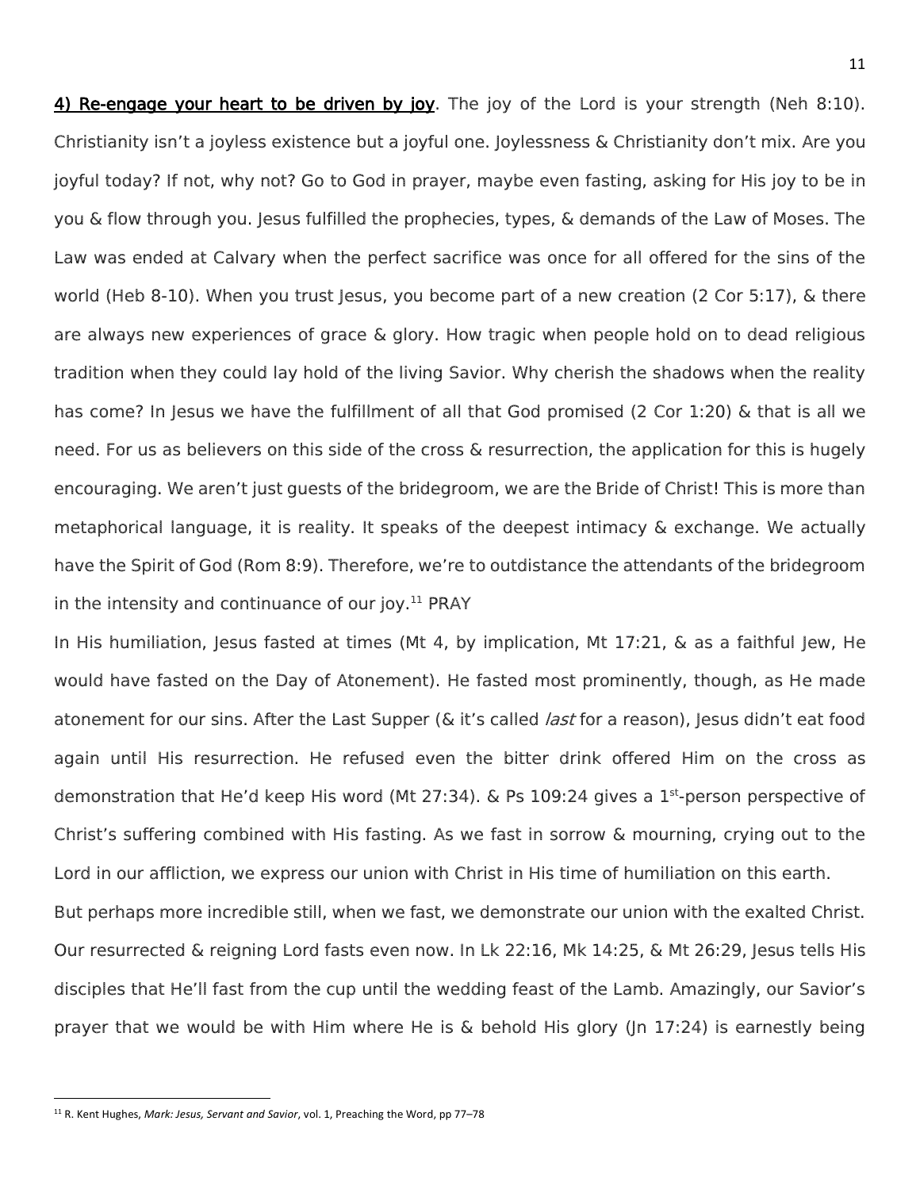**4) Re-engage your heart to be driven by joy**. The joy of the Lord is your strength (Neh 8:10). Christianity isn't a joyless existence but a joyful one. Joylessness & Christianity don't mix. Are you joyful today? If not, why not? Go to God in prayer, maybe even fasting, asking for His joy to be in you & flow through you. Jesus fulfilled the prophecies, types, & demands of the Law of Moses. The Law was ended at Calvary when the perfect sacrifice was once for all offered for the sins of the world (Heb 8-10). When you trust Jesus, you become part of a new creation (2 Cor 5:17), & there are always new experiences of grace & glory. How tragic when people hold on to dead religious tradition when they could lay hold of the living Savior. Why cherish the shadows when the reality has come? In Jesus we have the fulfillment of all that God promised (2 Cor 1:20) & that is all we need. For us as believers on this side of the cross & resurrection, the application for this is hugely encouraging. We aren't just guests of the bridegroom, we are the Bride of Christ! This is more than metaphorical language, it is reality. It speaks of the deepest intimacy & exchange. We actually have the Spirit of God (Rom 8:9). Therefore, we're to outdistance the attendants of the bridegroom in the intensity and continuance of our joy.[11] PRAY

In His humiliation, Jesus fasted at times (Mt 4, by implication, Mt 17:21, & as a faithful Jew, He would have fasted on the Day of Atonement). He fasted most prominently, though, as He made atonement for our sins. After the Last Supper (& it's called *last* for a reason), Jesus didn't eat food again until His resurrection. He refused even the bitter drink offered Him on the cross as demonstration that He'd keep His word (Mt 27:34). & Ps 109:24 gives a 1st-person perspective of Christ's suffering combined with His fasting. As we fast in sorrow & mourning, crying out to the Lord in our affliction, we express our union with Christ in His time of humiliation on this earth.

But perhaps more incredible still, when we fast, we demonstrate our union with the exalted Christ. Our resurrected & reigning Lord fasts even now. In Lk 22:16, Mk 14:25, & Mt 26:29, Jesus tells His disciples that He'll fast from the cup until the wedding feast of the Lamb. Amazingly, our Savior's prayer that we would be with Him where He is & behold His glory (Jn 17:24) is earnestly being

---

[11] R. Kent Hughes, *Mark: Jesus, Servant and Savior*, vol. 1, Preaching the Word, pp 77–78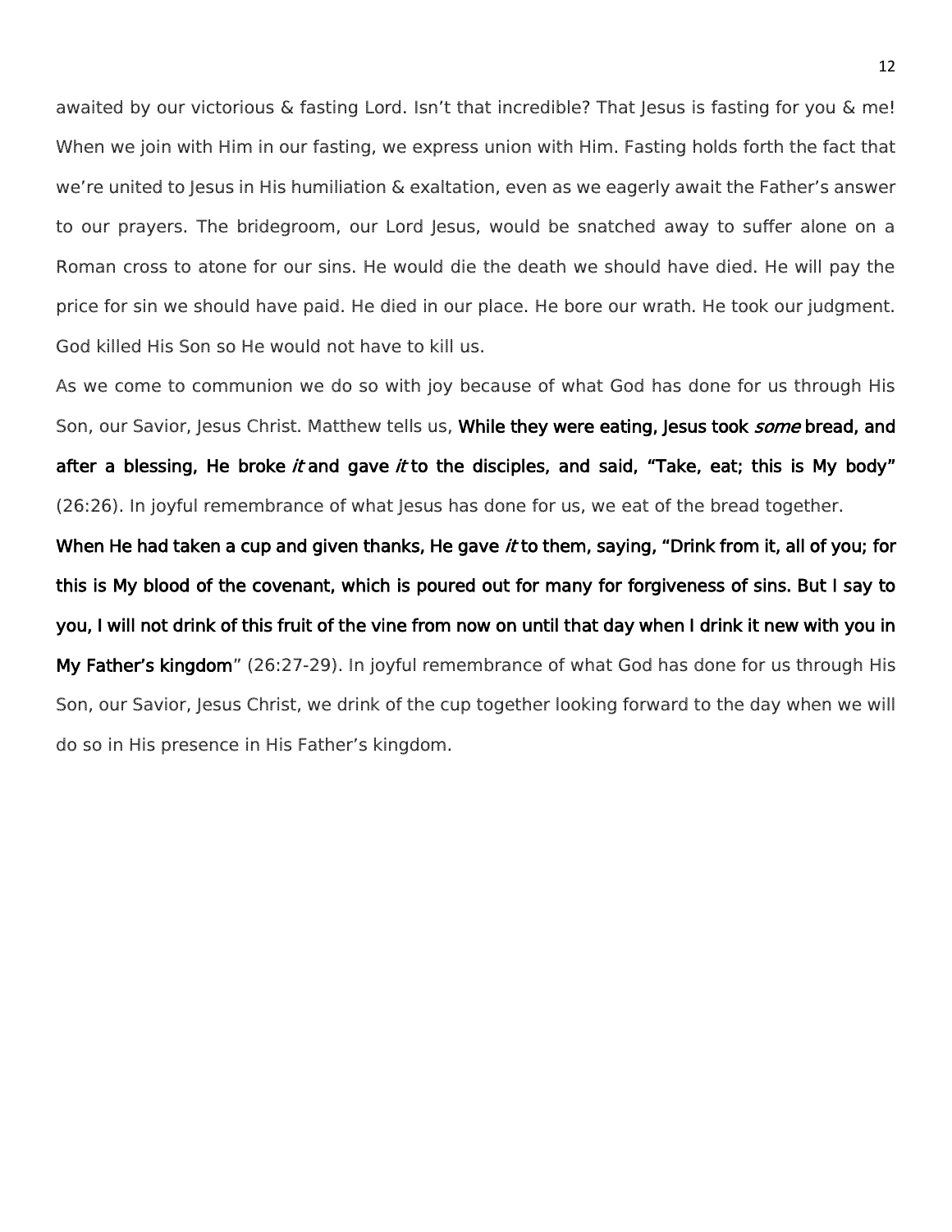awaited by our victorious & fasting Lord. Isn't that incredible? That Jesus is fasting for you & me! When we join with Him in our fasting, we express union with Him. Fasting holds forth the fact that we're united to Jesus in His humiliation & exaltation, even as we eagerly await the Father's answer to our prayers. The bridegroom, our Lord Jesus, would be snatched away to suffer alone on a Roman cross to atone for our sins. He would die the death we should have died. He will pay the price for sin we should have paid. He died in our place. He bore our wrath. He took our judgment. God killed His Son so He would not have to kill us.

As we come to communion we do so with joy because of what God has done for us through His Son, our Savior, Jesus Christ. Matthew tells us, **While they were eating, Jesus took *some* bread, and after a blessing, He broke *it* and gave *it* to the disciples, and said, "Take, eat; this is My body"** (26:26). In joyful remembrance of what Jesus has done for us, we eat of the bread together.

**When He had taken a cup and given thanks, He gave *it* to them, saying, "Drink from it, all of you; for this is My blood of the covenant, which is poured out for many for forgiveness of sins. But I say to you, I will not drink of this fruit of the vine from now on until that day when I drink it new with you in My Father's kingdom**" (26:27-29). In joyful remembrance of what God has done for us through His Son, our Savior, Jesus Christ, we drink of the cup together looking forward to the day when we will do so in His presence in His Father's kingdom.